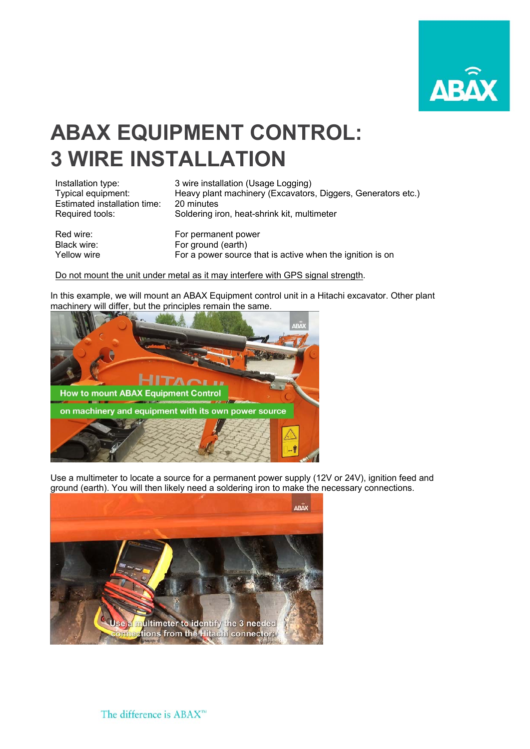# ABAX EQUIPMENT CONTROL: 3 WIRE INSTALLATION

| | |
|---|---|
| Installation type: | 3 wire installation (Usage Logging) |
| Typical equipment: | Heavy plant machinery (Excavators, Diggers, Generators etc.) |
| Estimated installation time: | 20 minutes |
| Required tools: | Soldering iron, heat-shrink kit, multimeter |

| | |
|---|---|
| Red wire: | For permanent power |
| Black wire: | For ground (earth) |
| Yellow wire | For a power source that is active when the ignition is on |

Do not mount the unit under metal as it may interfere with GPS signal strength.

In this example, we will mount an ABAX Equipment control unit in a Hitachi excavator. Other plant machinery will differ, but the principles remain the same.

Use a multimeter to locate a source for a permanent power supply (12V or 24V), ignition feed and ground (earth). You will then likely need a soldering iron to make the necessary connections.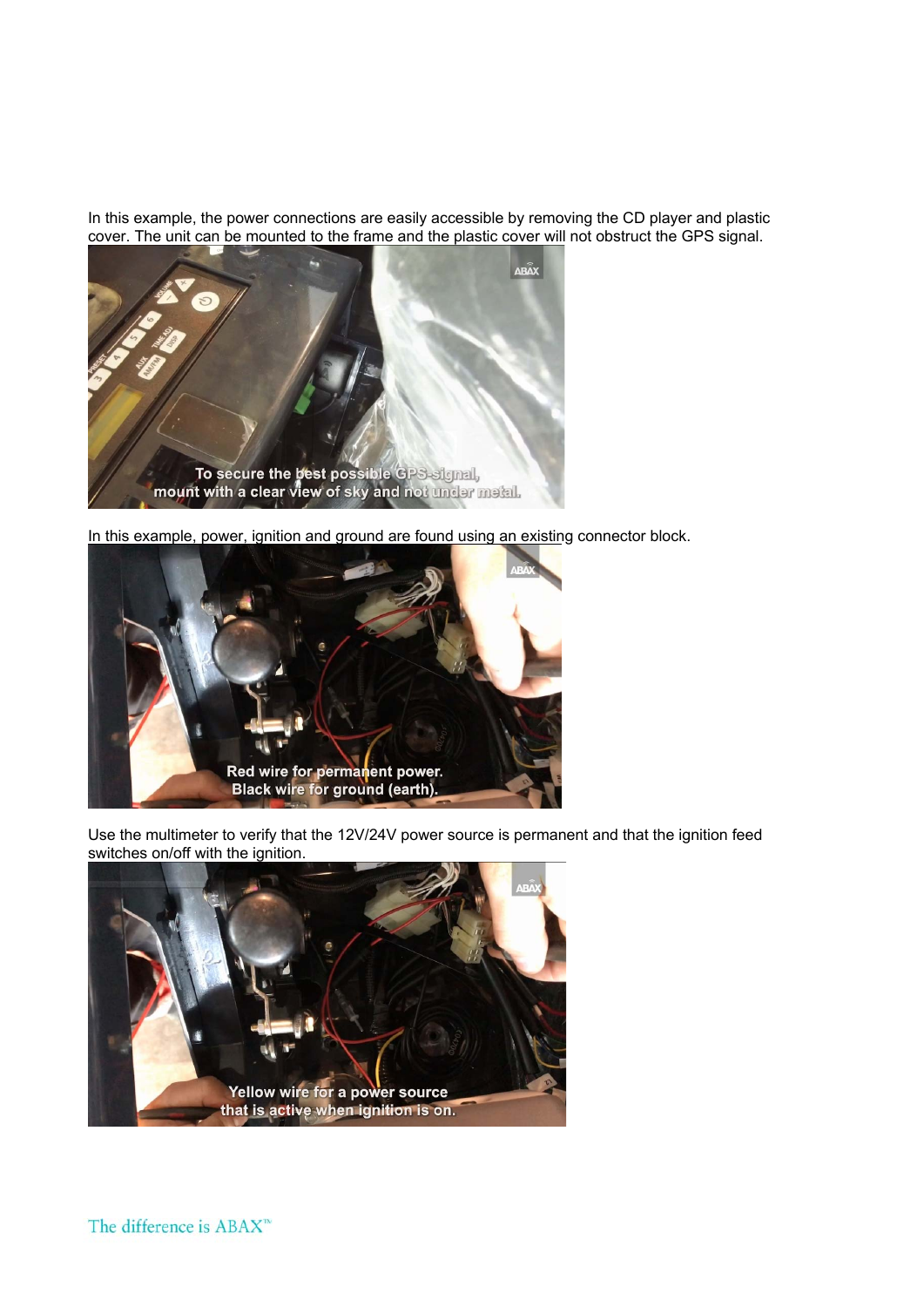In this example, the power connections are easily accessible by removing the CD player and plastic cover. The unit can be mounted to the frame and the plastic cover will not obstruct the GPS signal.

In this example, power, ignition and ground are found using an existing connector block.

Use the multimeter to verify that the 12V/24V power source is permanent and that the ignition feed switches on/off with the ignition.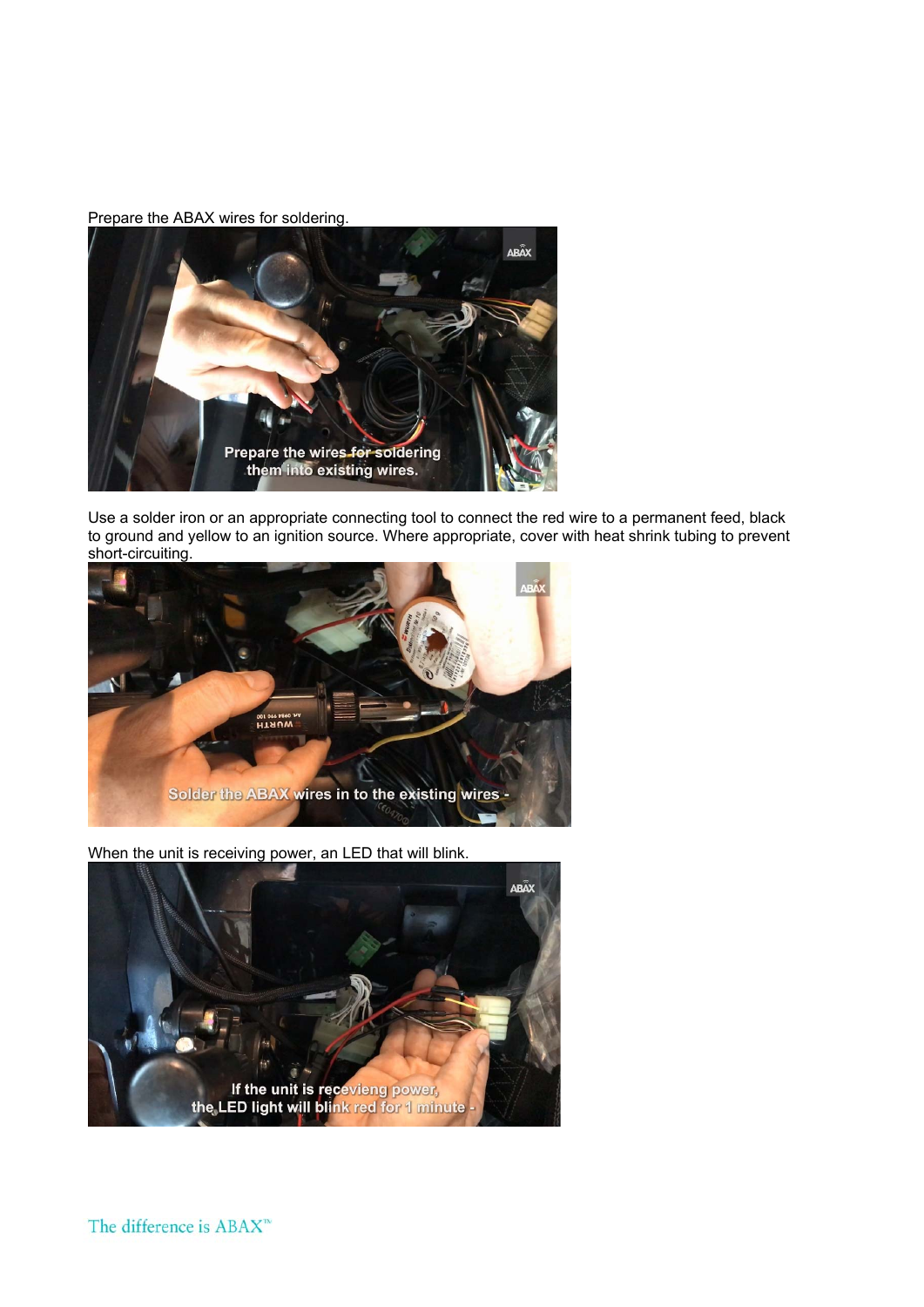Prepare the ABAX wires for soldering.

Use a solder iron or an appropriate connecting tool to connect the red wire to a permanent feed, black to ground and yellow to an ignition source. Where appropriate, cover with heat shrink tubing to prevent short-circuiting.

When the unit is receiving power, an LED that will blink.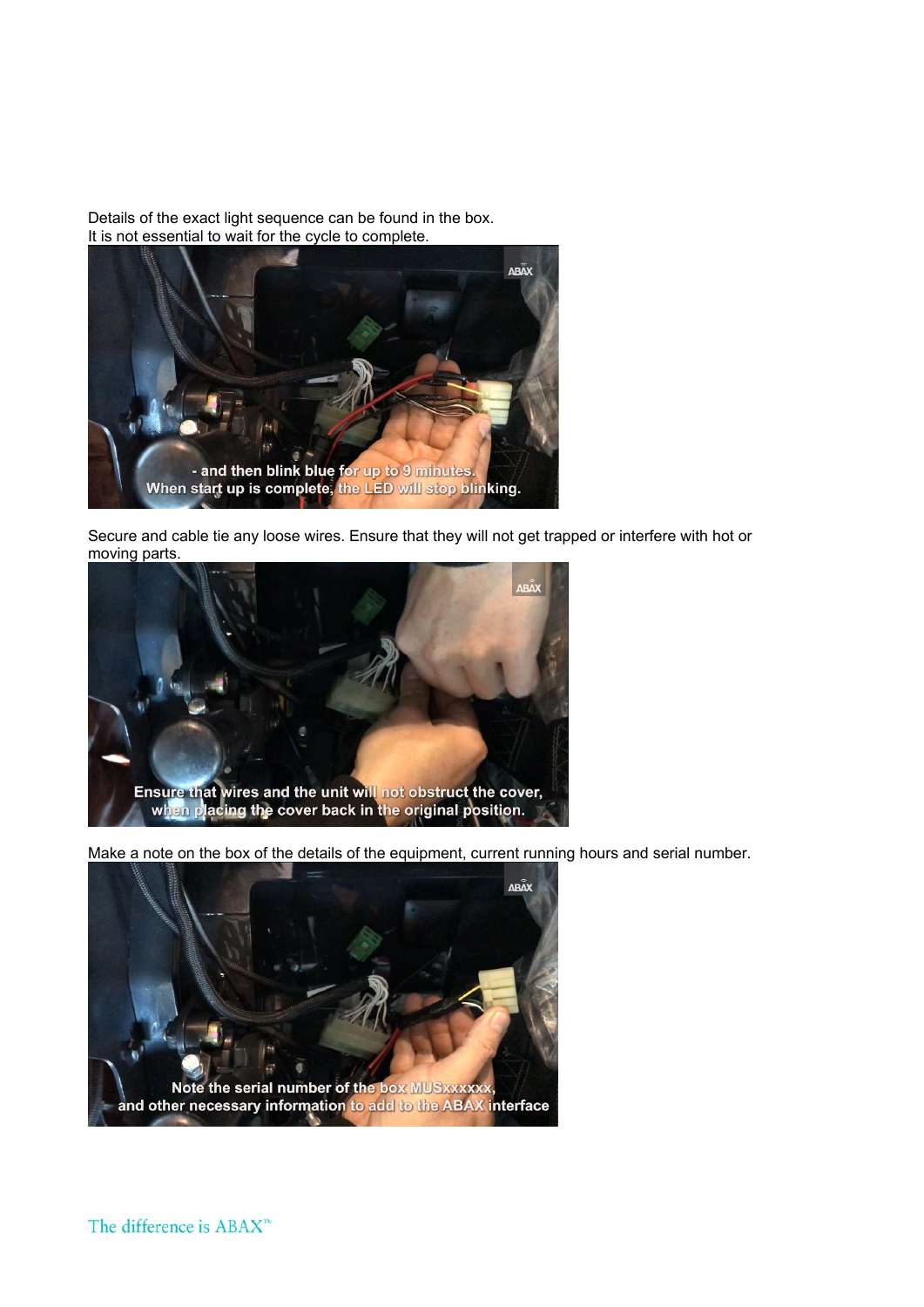Details of the exact light sequence can be found in the box.
It is not essential to wait for the cycle to complete.

Secure and cable tie any loose wires. Ensure that they will not get trapped or interfere with hot or moving parts.

Make a note on the box of the details of the equipment, current running hours and serial number.